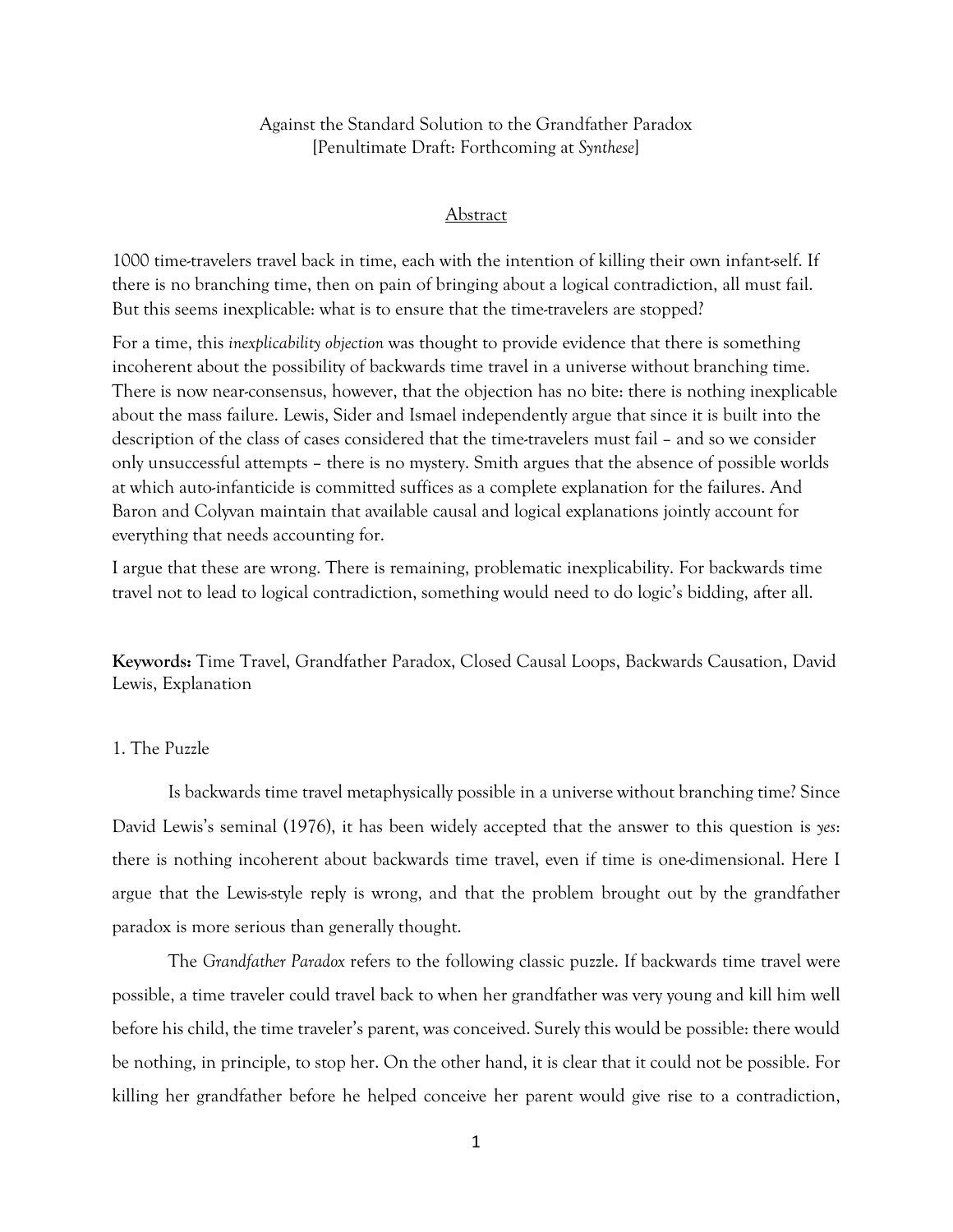# Against the Standard Solution to the Grandfather Paradox
[Penultimate Draft: Forthcoming at *Synthese*]

## Abstract

1000 time-travelers travel back in time, each with the intention of killing their own infant-self. If there is no branching time, then on pain of bringing about a logical contradiction, all must fail. But this seems inexplicable: what is to ensure that the time-travelers are stopped?

For a time, this *inexplicability objection* was thought to provide evidence that there is something incoherent about the possibility of backwards time travel in a universe without branching time. There is now near-consensus, however, that the objection has no bite: there is nothing inexplicable about the mass failure. Lewis, Sider and Ismael independently argue that since it is built into the description of the class of cases considered that the time-travelers must fail – and so we consider only unsuccessful attempts – there is no mystery. Smith argues that the absence of possible worlds at which auto-infanticide is committed suffices as a complete explanation for the failures. And Baron and Colyvan maintain that available causal and logical explanations jointly account for everything that needs accounting for.

I argue that these are wrong. There is remaining, problematic inexplicability. For backwards time travel not to lead to logical contradiction, something would need to do logic's bidding, after all.

**Keywords:** Time Travel, Grandfather Paradox, Closed Causal Loops, Backwards Causation, David Lewis, Explanation

## 1. The Puzzle

Is backwards time travel metaphysically possible in a universe without branching time? Since David Lewis's seminal (1976), it has been widely accepted that the answer to this question is *yes*: there is nothing incoherent about backwards time travel, even if time is one-dimensional. Here I argue that the Lewis-style reply is wrong, and that the problem brought out by the grandfather paradox is more serious than generally thought.

The *Grandfather Paradox* refers to the following classic puzzle. If backwards time travel were possible, a time traveler could travel back to when her grandfather was very young and kill him well before his child, the time traveler's parent, was conceived. Surely this would be possible: there would be nothing, in principle, to stop her. On the other hand, it is clear that it could not be possible. For killing her grandfather before he helped conceive her parent would give rise to a contradiction,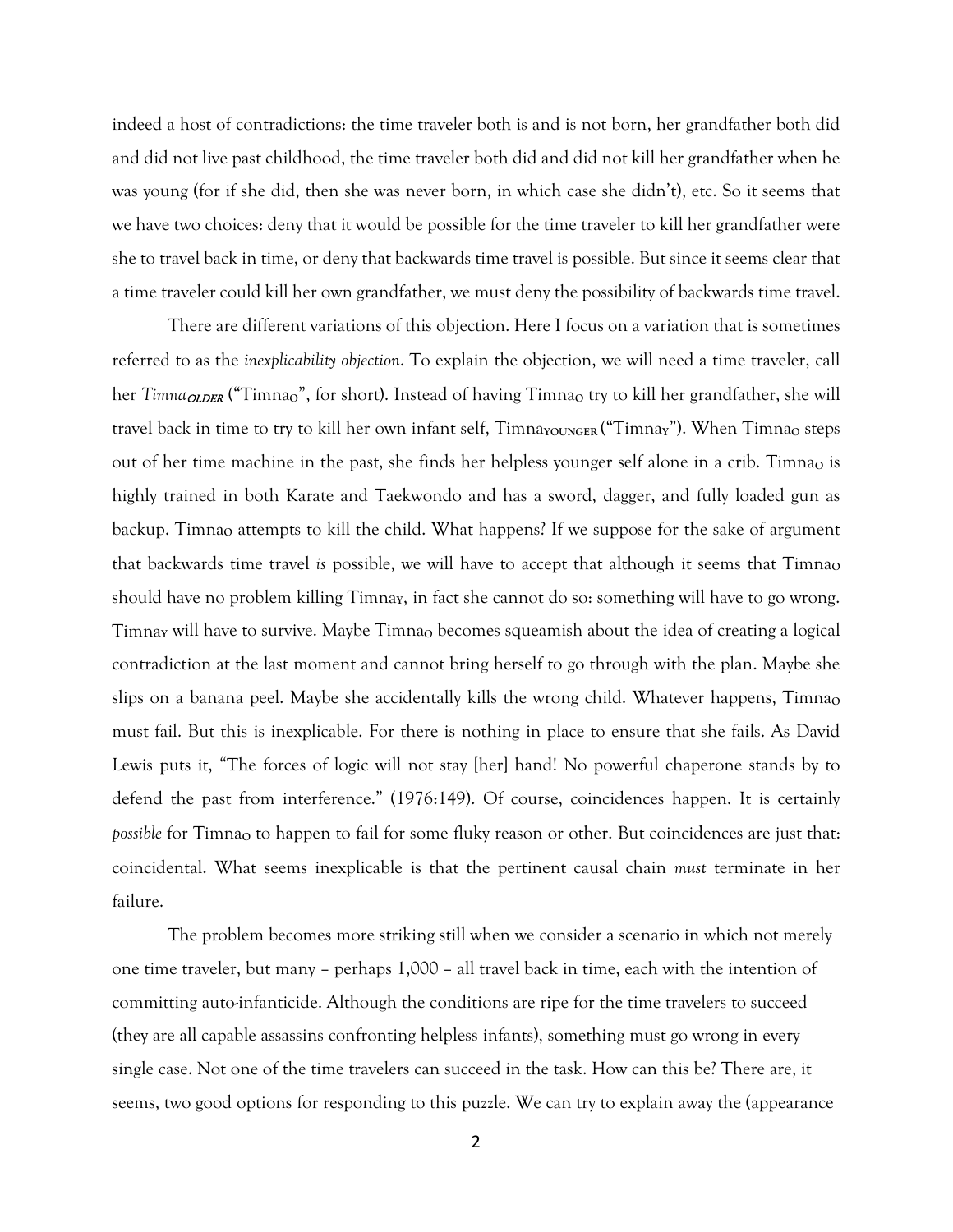indeed a host of contradictions: the time traveler both is and is not born, her grandfather both did and did not live past childhood, the time traveler both did and did not kill her grandfather when he was young (for if she did, then she was never born, in which case she didn't), etc. So it seems that we have two choices: deny that it would be possible for the time traveler to kill her grandfather were she to travel back in time, or deny that backwards time travel is possible. But since it seems clear that a time traveler could kill her own grandfather, we must deny the possibility of backwards time travel.

There are different variations of this objection. Here I focus on a variation that is sometimes referred to as the *inexplicability objection*. To explain the objection, we will need a time traveler, call her *Timna$_{OLDER}$* ("Timna$_O$", for short). Instead of having Timna$_O$ try to kill her grandfather, she will travel back in time to try to kill her own infant self, Timna$_{YOUNGER}$ ("Timna$_Y$"). When Timna$_O$ steps out of her time machine in the past, she finds her helpless younger self alone in a crib. Timna$_O$ is highly trained in both Karate and Taekwondo and has a sword, dagger, and fully loaded gun as backup. Timna$_O$ attempts to kill the child. What happens? If we suppose for the sake of argument that backwards time travel *is* possible, we will have to accept that although it seems that Timna$_O$ should have no problem killing Timna$_Y$, in fact she cannot do so: something will have to go wrong. Timna$_Y$ will have to survive. Maybe Timna$_O$ becomes squeamish about the idea of creating a logical contradiction at the last moment and cannot bring herself to go through with the plan. Maybe she slips on a banana peel. Maybe she accidentally kills the wrong child. Whatever happens, Timna$_O$ must fail. But this is inexplicable. For there is nothing in place to ensure that she fails. As David Lewis puts it, "The forces of logic will not stay [her] hand! No powerful chaperone stands by to defend the past from interference." (1976:149). Of course, coincidences happen. It is certainly *possible* for Timna$_O$ to happen to fail for some fluky reason or other. But coincidences are just that: coincidental. What seems inexplicable is that the pertinent causal chain *must* terminate in her failure.

The problem becomes more striking still when we consider a scenario in which not merely one time traveler, but many – perhaps 1,000 – all travel back in time, each with the intention of committing auto-infanticide. Although the conditions are ripe for the time travelers to succeed (they are all capable assassins confronting helpless infants), something must go wrong in every single case. Not one of the time travelers can succeed in the task. How can this be? There are, it seems, two good options for responding to this puzzle. We can try to explain away the (appearance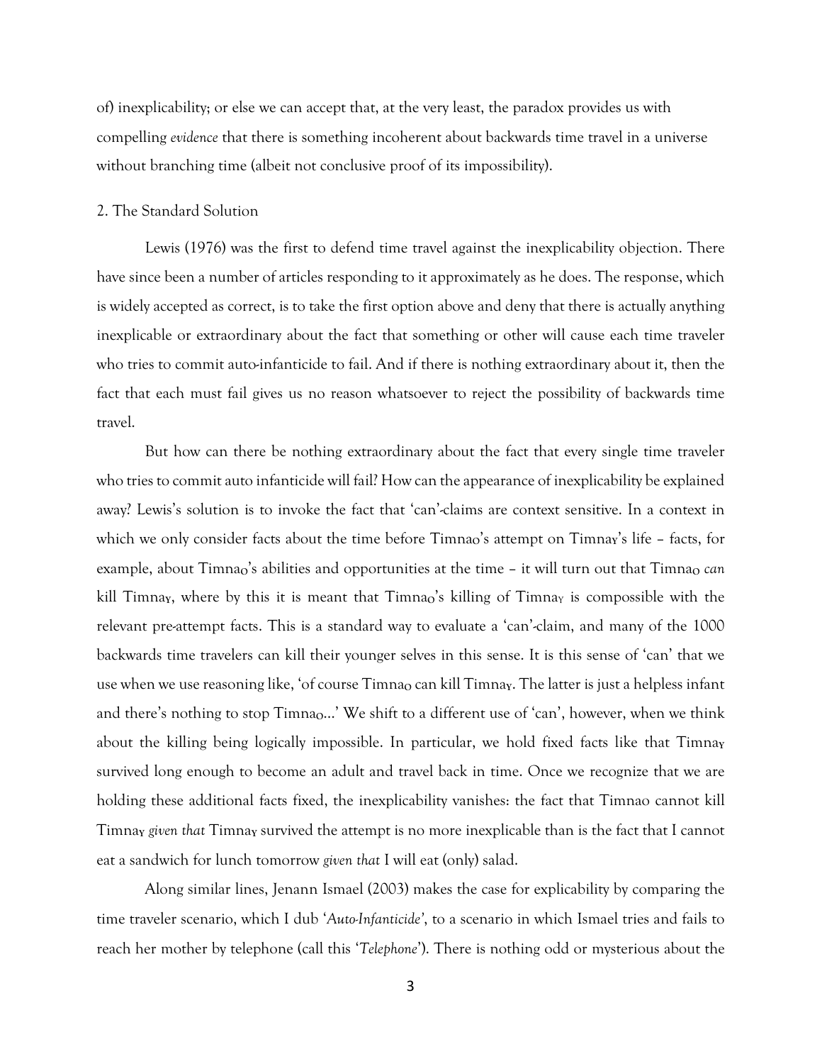of) inexplicability; or else we can accept that, at the very least, the paradox provides us with compelling *evidence* that there is something incoherent about backwards time travel in a universe without branching time (albeit not conclusive proof of its impossibility).

## 2. The Standard Solution

Lewis (1976) was the first to defend time travel against the inexplicability objection. There have since been a number of articles responding to it approximately as he does. The response, which is widely accepted as correct, is to take the first option above and deny that there is actually anything inexplicable or extraordinary about the fact that something or other will cause each time traveler who tries to commit auto-infanticide to fail. And if there is nothing extraordinary about it, then the fact that each must fail gives us no reason whatsoever to reject the possibility of backwards time travel.

But how can there be nothing extraordinary about the fact that every single time traveler who tries to commit auto infanticide will fail? How can the appearance of inexplicability be explained away? Lewis's solution is to invoke the fact that 'can'-claims are context sensitive. In a context in which we only consider facts about the time before $\text{Timna}_O$'s attempt on $\text{Timna}_Y$'s life – facts, for example, about $\text{Timna}_O$'s abilities and opportunities at the time – it will turn out that $\text{Timna}_O$ *can* kill $\text{Timna}_Y$, where by this it is meant that $\text{Timna}_O$'s killing of $\text{Timna}_Y$ is compossible with the relevant pre-attempt facts. This is a standard way to evaluate a 'can'-claim, and many of the 1000 backwards time travelers can kill their younger selves in this sense. It is this sense of 'can' that we use when we use reasoning like, 'of course $\text{Timna}_O$ can kill $\text{Timna}_Y$. The latter is just a helpless infant and there's nothing to stop $\text{Timna}_O$…' We shift to a different use of 'can', however, when we think about the killing being logically impossible. In particular, we hold fixed facts like that $\text{Timna}_Y$ survived long enough to become an adult and travel back in time. Once we recognize that we are holding these additional facts fixed, the inexplicability vanishes: the fact that Timnao cannot kill $\text{Timna}_Y$ *given that* $\text{Timna}_Y$ survived the attempt is no more inexplicable than is the fact that I cannot eat a sandwich for lunch tomorrow *given that* I will eat (only) salad.

Along similar lines, Jenann Ismael (2003) makes the case for explicability by comparing the time traveler scenario, which I dub '*Auto-Infanticide*', to a scenario in which Ismael tries and fails to reach her mother by telephone (call this '*Telephone*'). There is nothing odd or mysterious about the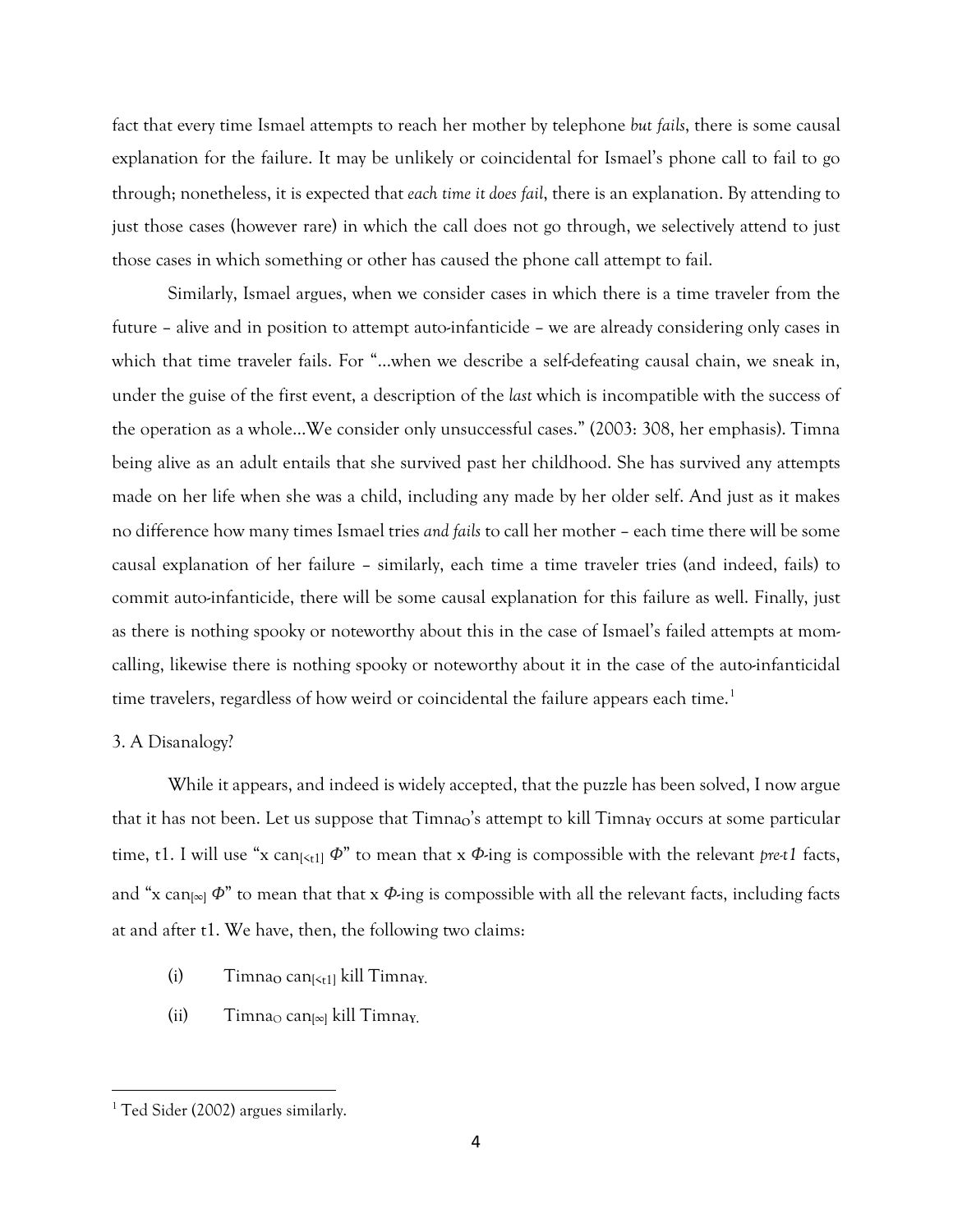fact that every time Ismael attempts to reach her mother by telephone *but fails*, there is some causal explanation for the failure. It may be unlikely or coincidental for Ismael's phone call to fail to go through; nonetheless, it is expected that *each time it does fail*, there is an explanation. By attending to just those cases (however rare) in which the call does not go through, we selectively attend to just those cases in which something or other has caused the phone call attempt to fail.

Similarly, Ismael argues, when we consider cases in which there is a time traveler from the future – alive and in position to attempt auto-infanticide – we are already considering only cases in which that time traveler fails. For "…when we describe a self-defeating causal chain, we sneak in, under the guise of the first event, a description of the *last* which is incompatible with the success of the operation as a whole…We consider only unsuccessful cases." (2003: 308, her emphasis). Timna being alive as an adult entails that she survived past her childhood. She has survived any attempts made on her life when she was a child, including any made by her older self. And just as it makes no difference how many times Ismael tries *and fails* to call her mother – each time there will be some causal explanation of her failure – similarly, each time a time traveler tries (and indeed, fails) to commit auto-infanticide, there will be some causal explanation for this failure as well. Finally, just as there is nothing spooky or noteworthy about this in the case of Ismael's failed attempts at mom-calling, likewise there is nothing spooky or noteworthy about it in the case of the auto-infanticidal time travelers, regardless of how weird or coincidental the failure appears each time.[1]

## 3. A Disanalogy?

While it appears, and indeed is widely accepted, that the puzzle has been solved, I now argue that it has not been. Let us suppose that $\text{Timna}_O$'s attempt to kill $\text{Timna}_Y$ occurs at some particular time, t1. I will use "x $\text{can}_{[<t1]}$ $\Phi$" to mean that x $\Phi$-ing is compossible with the relevant *pre-t1* facts, and "x $\text{can}_{[\infty]}$ $\Phi$" to mean that that x $\Phi$-ing is compossible with all the relevant facts, including facts at and after t1. We have, then, the following two claims:

(i) $\text{Timna}_O$ $\text{can}_{[<t1]}$ kill $\text{Timna}_Y$.

(ii) $\text{Timna}_O$ $\text{can}_{[\infty]}$ kill $\text{Timna}_Y$.

---

[1] Ted Sider (2002) argues similarly.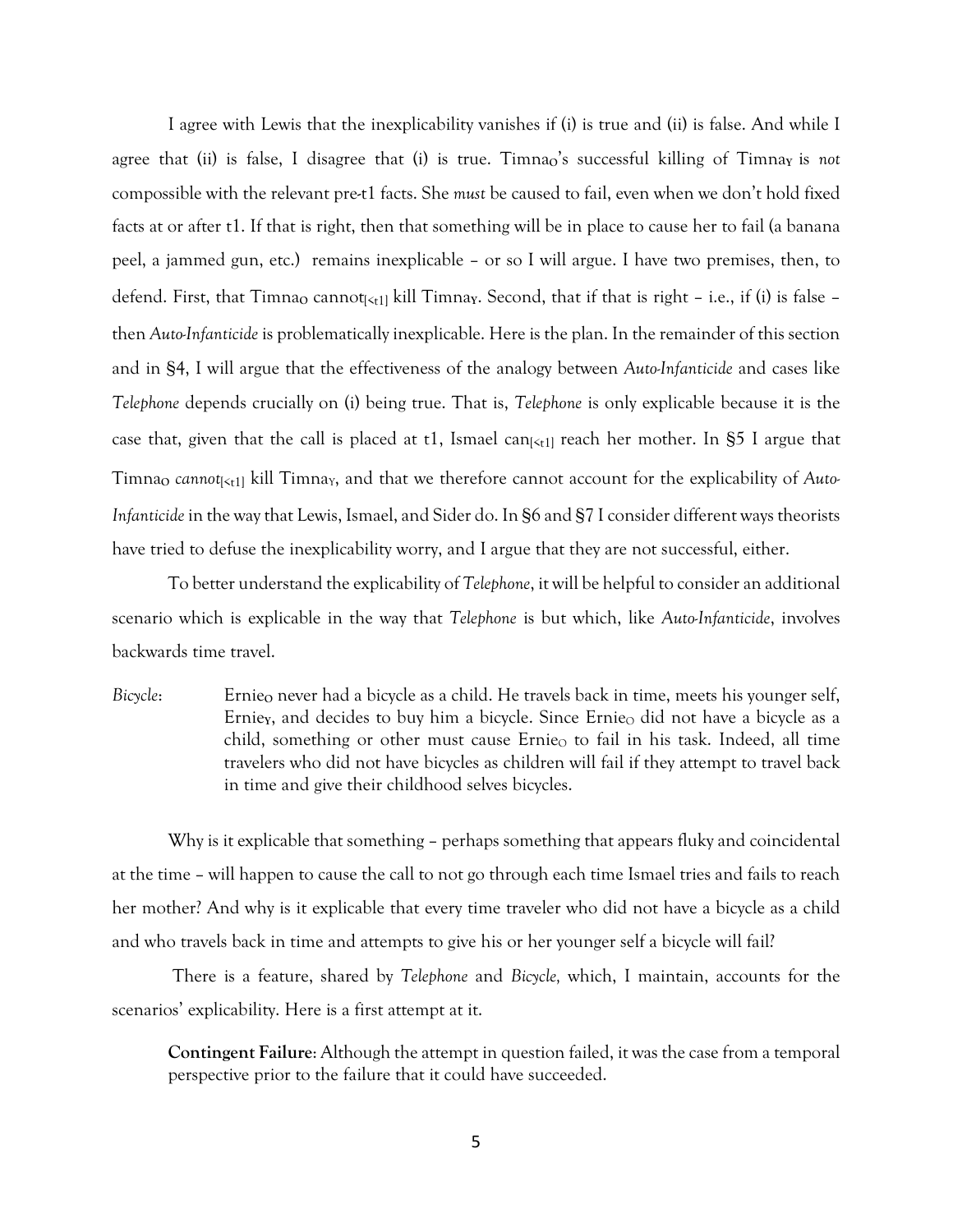I agree with Lewis that the inexplicability vanishes if (i) is true and (ii) is false. And while I agree that (ii) is false, I disagree that (i) is true. $\text{Timna}_O$'s successful killing of $\text{Timna}_Y$ is *not* compossible with the relevant pre-t1 facts. She *must* be caused to fail, even when we don't hold fixed facts at or after t1. If that is right, then that something will be in place to cause her to fail (a banana peel, a jammed gun, etc.) remains inexplicable – or so I will argue. I have two premises, then, to defend. First, that $\text{Timna}_O$ $\text{cannot}_{[<t1]}$ kill $\text{Timna}_Y$. Second, that if that is right – i.e., if (i) is false – then *Auto-Infanticide* is problematically inexplicable. Here is the plan. In the remainder of this section and in §4, I will argue that the effectiveness of the analogy between *Auto-Infanticide* and cases like *Telephone* depends crucially on (i) being true. That is, *Telephone* is only explicable because it is the case that, given that the call is placed at t1, Ismael $\text{can}_{[<t1]}$ reach her mother. In §5 I argue that $\text{Timna}_O$ *cannot*$_{[<t1]}$ kill $\text{Timna}_Y$, and that we therefore cannot account for the explicability of *Auto-Infanticide* in the way that Lewis, Ismael, and Sider do. In §6 and §7 I consider different ways theorists have tried to defuse the inexplicability worry, and I argue that they are not successful, either.

To better understand the explicability of *Telephone*, it will be helpful to consider an additional scenario which is explicable in the way that *Telephone* is but which, like *Auto-Infanticide*, involves backwards time travel.

*Bicycle*: $\text{Ernie}_O$ never had a bicycle as a child. He travels back in time, meets his younger self, $\text{Ernie}_Y$, and decides to buy him a bicycle. Since $\text{Ernie}_O$ did not have a bicycle as a child, something or other must cause $\text{Ernie}_O$ to fail in his task. Indeed, all time travelers who did not have bicycles as children will fail if they attempt to travel back in time and give their childhood selves bicycles.

Why is it explicable that something – perhaps something that appears fluky and coincidental at the time – will happen to cause the call to not go through each time Ismael tries and fails to reach her mother? And why is it explicable that every time traveler who did not have a bicycle as a child and who travels back in time and attempts to give his or her younger self a bicycle will fail?

There is a feature, shared by *Telephone* and *Bicycle,* which, I maintain, accounts for the scenarios' explicability. Here is a first attempt at it.

**Contingent Failure**: Although the attempt in question failed, it was the case from a temporal perspective prior to the failure that it could have succeeded.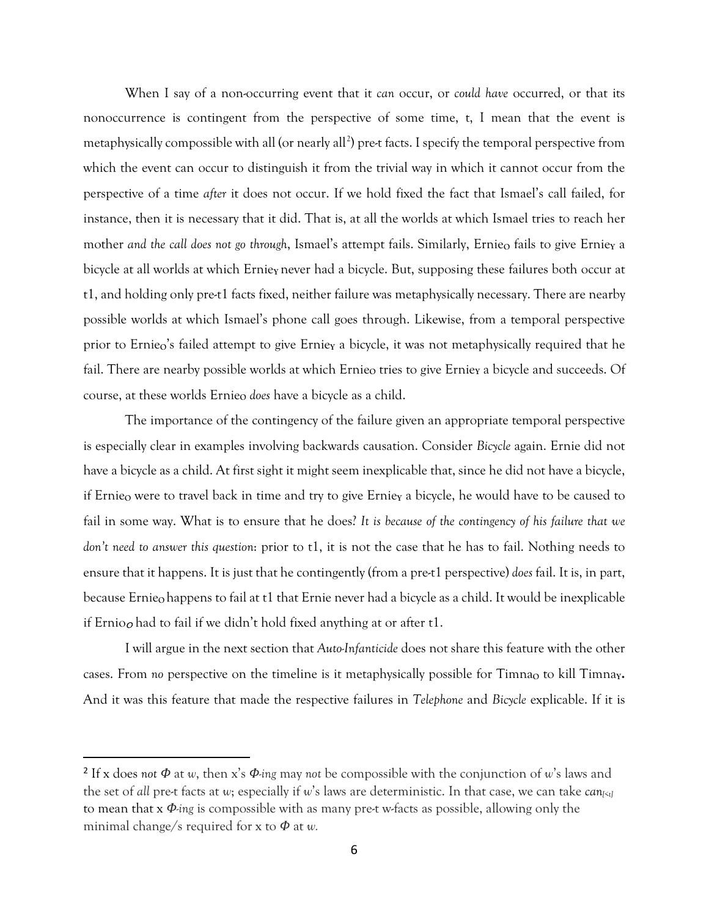When I say of a non-occurring event that it *can* occur, or *could have* occurred, or that its nonoccurrence is contingent from the perspective of some time, t, I mean that the event is metaphysically compossible with all (or nearly all[2]) pre-t facts. I specify the temporal perspective from which the event can occur to distinguish it from the trivial way in which it cannot occur from the perspective of a time *after* it does not occur. If we hold fixed the fact that Ismael's call failed, for instance, then it is necessary that it did. That is, at all the worlds at which Ismael tries to reach her mother *and the call does not go through*, Ismael's attempt fails. Similarly, $\text{Ernie}_O$ fails to give $\text{Ernie}_Y$ a bicycle at all worlds at which $\text{Ernie}_Y$ never had a bicycle. But, supposing these failures both occur at t1, and holding only pre-t1 facts fixed, neither failure was metaphysically necessary. There are nearby possible worlds at which Ismael's phone call goes through. Likewise, from a temporal perspective prior to $\text{Ernie}_O$'s failed attempt to give $\text{Ernie}_Y$ a bicycle, it was not metaphysically required that he fail. There are nearby possible worlds at which $\text{Ernie}_O$ tries to give $\text{Ernie}_Y$ a bicycle and succeeds. Of course, at these worlds $\text{Ernie}_O$ *does* have a bicycle as a child.

The importance of the contingency of the failure given an appropriate temporal perspective is especially clear in examples involving backwards causation. Consider *Bicycle* again. Ernie did not have a bicycle as a child. At first sight it might seem inexplicable that, since he did not have a bicycle, if $\text{Ernie}_O$ were to travel back in time and try to give $\text{Ernie}_Y$ a bicycle, he would have to be caused to fail in some way. What is to ensure that he does? *It is because of the contingency of his failure that we don't need to answer this question*: prior to t1, it is not the case that he has to fail. Nothing needs to ensure that it happens. It is just that he contingently (from a pre-t1 perspective) *does* fail. It is, in part, because $\text{Ernie}_O$ happens to fail at t1 that Ernie never had a bicycle as a child. It would be inexplicable if $\text{Ernio}_O$ had to fail if we didn't hold fixed anything at or after t1.

I will argue in the next section that *Auto-Infanticide* does not share this feature with the other cases. From *no* perspective on the timeline is it metaphysically possible for $\text{Timna}_O$ to kill $\text{Timna}_Y$**.** And it was this feature that made the respective failures in *Telephone* and *Bicycle* explicable. If it is

---

[2] If x does *not* $\Phi$ at *w*, then x's $\Phi$*-ing* may *not* be compossible with the conjunction of *w*'s laws and the set of *all* pre-t facts at *w*; especially if *w*'s laws are deterministic. In that case, we can take $can_{[<t]}$ to mean that x $\Phi$*-ing* is compossible with as many pre-t w-facts as possible, allowing only the minimal change/s required for x to $\Phi$ at *w.*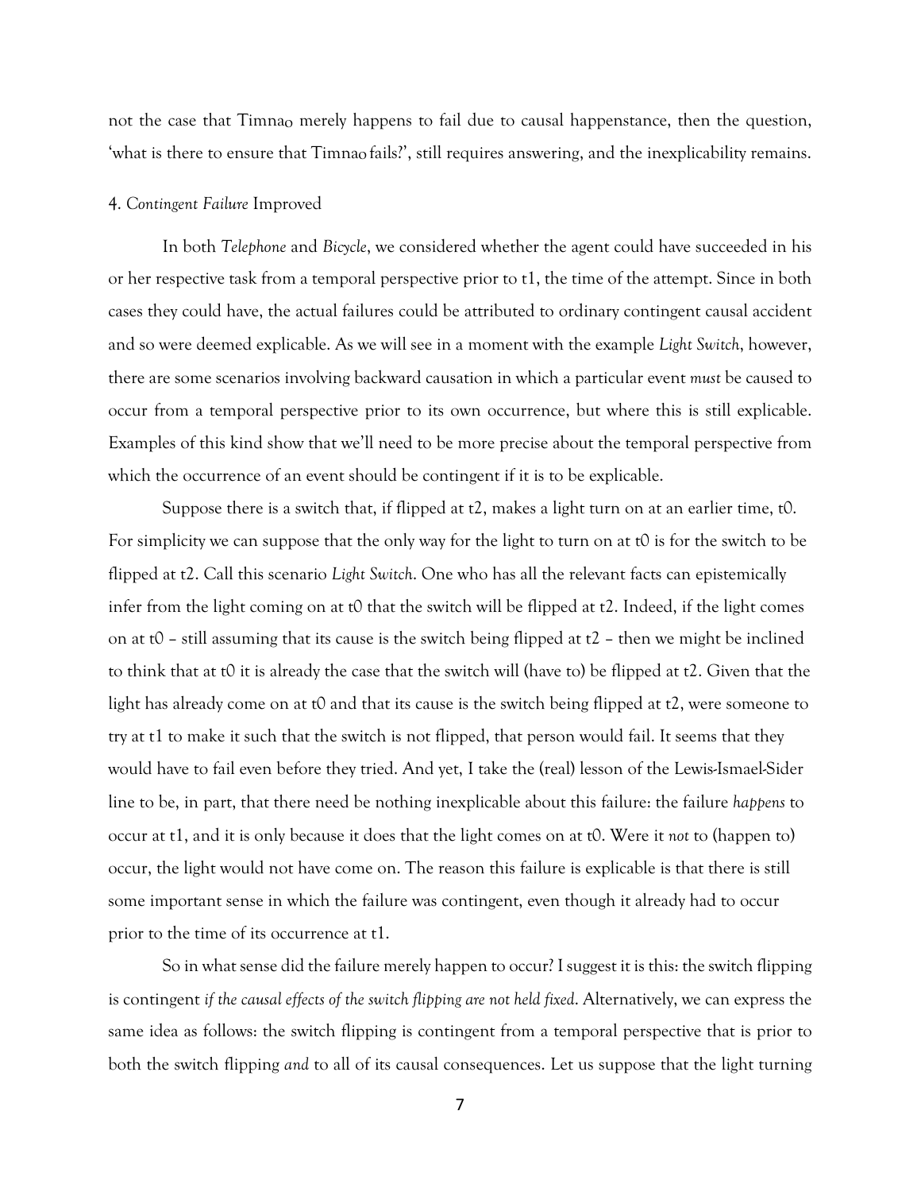not the case that Timna$_O$ merely happens to fail due to causal happenstance, then the question, 'what is there to ensure that Timna$_O$ fails?', still requires answering, and the inexplicability remains.

## 4. *Contingent Failure* Improved

In both *Telephone* and *Bicycle*, we considered whether the agent could have succeeded in his or her respective task from a temporal perspective prior to t1, the time of the attempt. Since in both cases they could have, the actual failures could be attributed to ordinary contingent causal accident and so were deemed explicable. As we will see in a moment with the example *Light Switch*, however, there are some scenarios involving backward causation in which a particular event *must* be caused to occur from a temporal perspective prior to its own occurrence, but where this is still explicable. Examples of this kind show that we'll need to be more precise about the temporal perspective from which the occurrence of an event should be contingent if it is to be explicable.

Suppose there is a switch that, if flipped at t2, makes a light turn on at an earlier time, t0. For simplicity we can suppose that the only way for the light to turn on at t0 is for the switch to be flipped at t2. Call this scenario *Light Switch*. One who has all the relevant facts can epistemically infer from the light coming on at t0 that the switch will be flipped at t2. Indeed, if the light comes on at t0 – still assuming that its cause is the switch being flipped at t2 – then we might be inclined to think that at t0 it is already the case that the switch will (have to) be flipped at t2. Given that the light has already come on at t0 and that its cause is the switch being flipped at t2, were someone to try at t1 to make it such that the switch is not flipped, that person would fail. It seems that they would have to fail even before they tried. And yet, I take the (real) lesson of the Lewis-Ismael-Sider line to be, in part, that there need be nothing inexplicable about this failure: the failure *happens* to occur at t1, and it is only because it does that the light comes on at t0. Were it *not* to (happen to) occur, the light would not have come on. The reason this failure is explicable is that there is still some important sense in which the failure was contingent, even though it already had to occur prior to the time of its occurrence at t1.

So in what sense did the failure merely happen to occur? I suggest it is this: the switch flipping is contingent *if the causal effects of the switch flipping are not held fixed*. Alternatively, we can express the same idea as follows: the switch flipping is contingent from a temporal perspective that is prior to both the switch flipping *and* to all of its causal consequences. Let us suppose that the light turning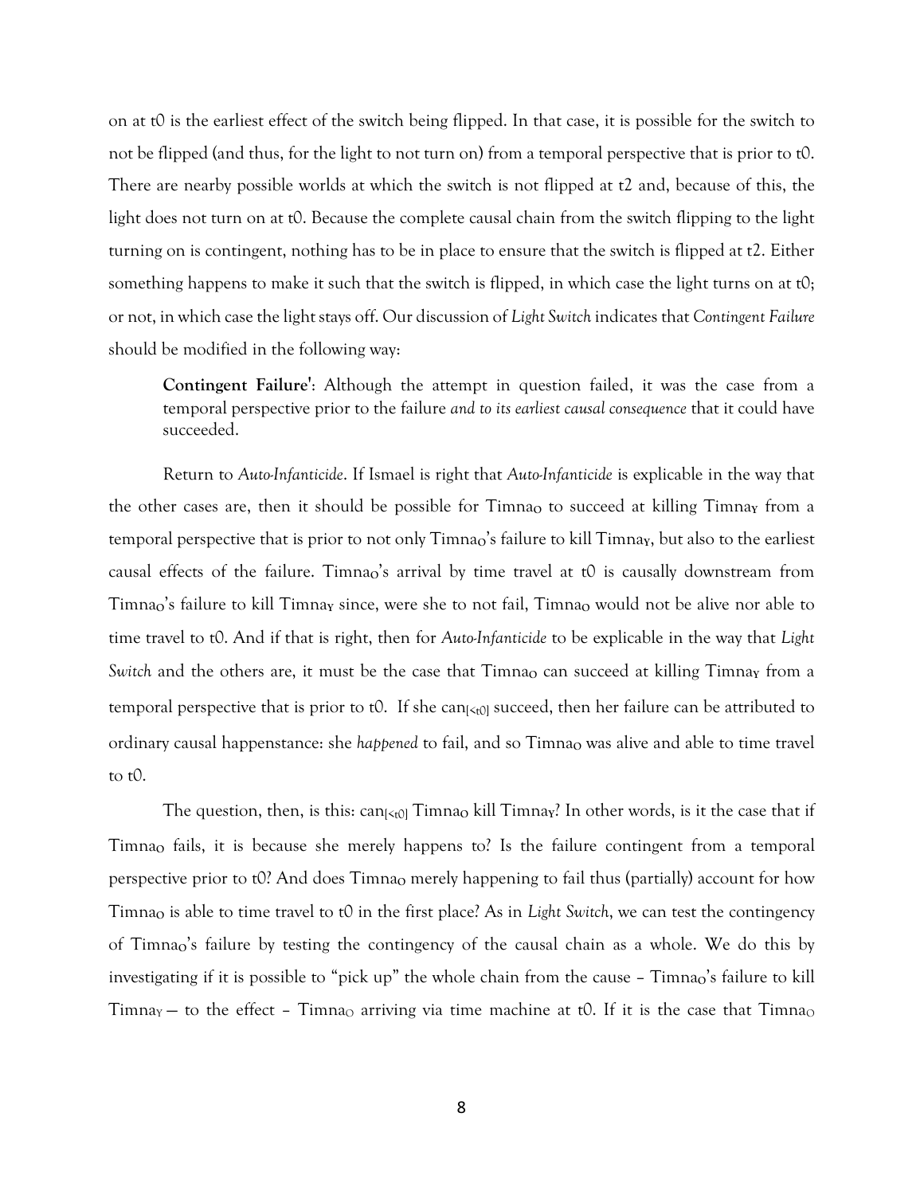on at t0 is the earliest effect of the switch being flipped. In that case, it is possible for the switch to not be flipped (and thus, for the light to not turn on) from a temporal perspective that is prior to t0. There are nearby possible worlds at which the switch is not flipped at t2 and, because of this, the light does not turn on at t0. Because the complete causal chain from the switch flipping to the light turning on is contingent, nothing has to be in place to ensure that the switch is flipped at t2. Either something happens to make it such that the switch is flipped, in which case the light turns on at t0; or not, in which case the light stays off. Our discussion of *Light Switch* indicates that *Contingent Failure* should be modified in the following way:

> **Contingent Failure'**: Although the attempt in question failed, it was the case from a temporal perspective prior to the failure *and to its earliest causal consequence* that it could have succeeded.

Return to *Auto-Infanticide*. If Ismael is right that *Auto-Infanticide* is explicable in the way that the other cases are, then it should be possible for $\text{Timna}_O$ to succeed at killing $\text{Timna}_Y$ from a temporal perspective that is prior to not only $\text{Timna}_O$'s failure to kill $\text{Timna}_Y$, but also to the earliest causal effects of the failure. $\text{Timna}_O$'s arrival by time travel at t0 is causally downstream from $\text{Timna}_O$'s failure to kill $\text{Timna}_Y$ since, were she to not fail, $\text{Timna}_O$ would not be alive nor able to time travel to t0. And if that is right, then for *Auto-Infanticide* to be explicable in the way that *Light Switch* and the others are, it must be the case that $\text{Timna}_O$ can succeed at killing $\text{Timna}_Y$ from a temporal perspective that is prior to t0. If she $\text{can}_{[<t0]}$ succeed, then her failure can be attributed to ordinary causal happenstance: she *happened* to fail, and so $\text{Timna}_O$ was alive and able to time travel to t0.

The question, then, is this: $\text{can}_{[<t0]}$ $\text{Timna}_O$ kill $\text{Timna}_Y$? In other words, is it the case that if $\text{Timna}_O$ fails, it is because she merely happens to? Is the failure contingent from a temporal perspective prior to t0? And does $\text{Timna}_O$ merely happening to fail thus (partially) account for how $\text{Timna}_O$ is able to time travel to t0 in the first place? As in *Light Switch*, we can test the contingency of $\text{Timna}_O$'s failure by testing the contingency of the causal chain as a whole. We do this by investigating if it is possible to "pick up" the whole chain from the cause – $\text{Timna}_O$'s failure to kill $\text{Timna}_Y$ — to the effect – $\text{Timna}_O$ arriving via time machine at t0. If it is the case that $\text{Timna}_O$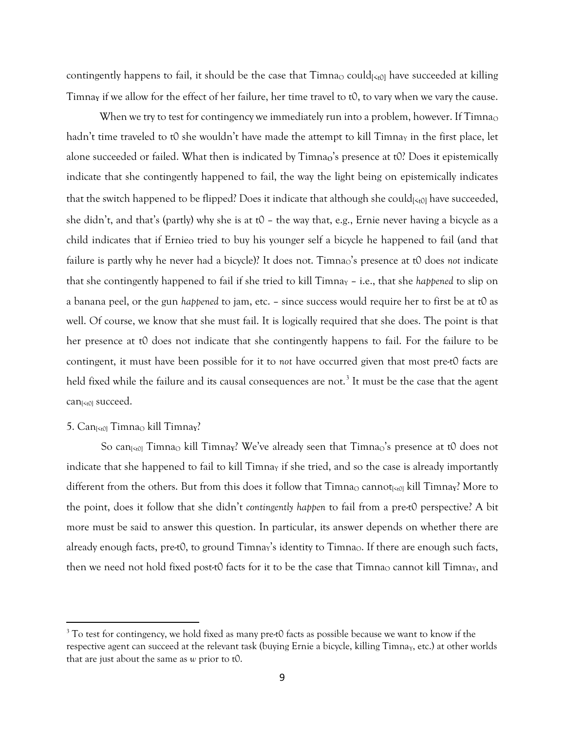contingently happens to fail, it should be the case that $\text{Timna}_O$ $\text{could}_{[<t0]}$ have succeeded at killing $\text{Timna}_Y$ if we allow for the effect of her failure, her time travel to t0, to vary when we vary the cause.

When we try to test for contingency we immediately run into a problem, however. If $\text{Timna}_O$ hadn't time traveled to t0 she wouldn't have made the attempt to kill $\text{Timna}_Y$ in the first place, let alone succeeded or failed. What then is indicated by $\text{Timna}_O$'s presence at t0? Does it epistemically indicate that she contingently happened to fail, the way the light being on epistemically indicates that the switch happened to be flipped? Does it indicate that although she $\text{could}_{[<t0]}$ have succeeded, she didn't, and that's (partly) why she is at t0 – the way that, e.g., Ernie never having a bicycle as a child indicates that if $\text{Ernie}_O$ tried to buy his younger self a bicycle he happened to fail (and that failure is partly why he never had a bicycle)? It does not. $\text{Timna}_O$'s presence at t0 does *not* indicate that she contingently happened to fail if she tried to kill $\text{Timna}_Y$ – i.e., that she *happened* to slip on a banana peel, or the gun *happened* to jam, etc. – since success would require her to first be at t0 as well. Of course, we know that she must fail. It is logically required that she does. The point is that her presence at t0 does not indicate that she contingently happens to fail. For the failure to be contingent, it must have been possible for it to *not* have occurred given that most pre-t0 facts are held fixed while the failure and its causal consequences are not.[3] It must be the case that the agent $\text{can}_{[<t0]}$ succeed.

## 5. $\text{Can}_{[<t0]}$ $\text{Timna}_O$ kill $\text{Timna}_Y$?

So $\text{can}_{[<t0]}$ $\text{Timna}_O$ kill $\text{Timna}_Y$? We've already seen that $\text{Timna}_O$'s presence at t0 does not indicate that she happened to fail to kill $\text{Timna}_Y$ if she tried, and so the case is already importantly different from the others. But from this does it follow that $\text{Timna}_O$ $\text{cannot}_{[<t0]}$ kill $\text{Timna}_Y$? More to the point, does it follow that she didn't *contingently happen* to fail from a pre-t0 perspective? A bit more must be said to answer this question. In particular, its answer depends on whether there are already enough facts, pre-t0, to ground $\text{Timna}_Y$'s identity to $\text{Timna}_O$. If there are enough such facts, then we need not hold fixed post-t0 facts for it to be the case that $\text{Timna}_O$ cannot kill $\text{Timna}_Y$, and

---

[3] To test for contingency, we hold fixed as many pre-t0 facts as possible because we want to know if the respective agent can succeed at the relevant task (buying Ernie a bicycle, killing $\text{Timna}_Y$, etc.) at other worlds that are just about the same as *w* prior to t0.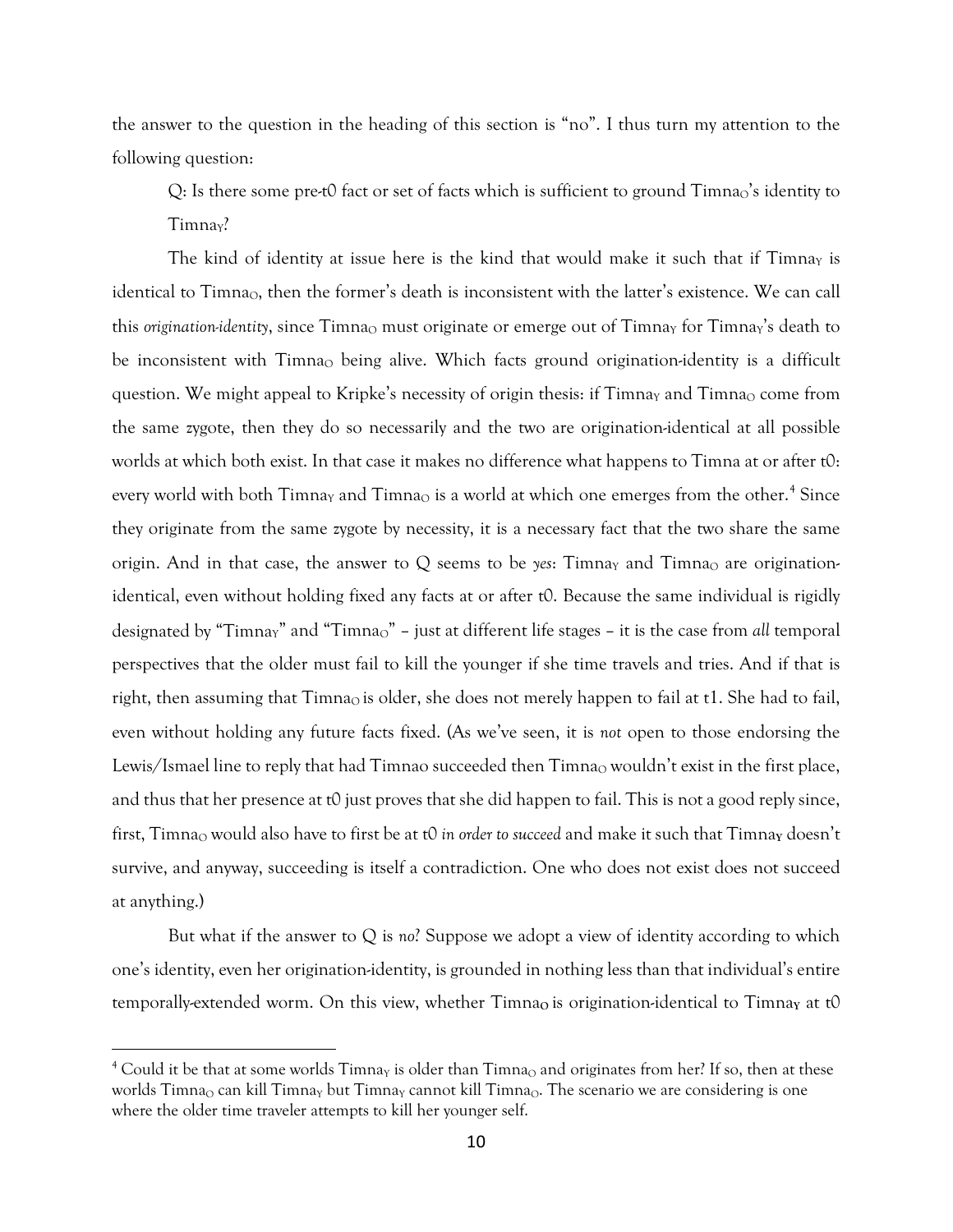the answer to the question in the heading of this section is "no". I thus turn my attention to the following question:

Q: Is there some pre-t0 fact or set of facts which is sufficient to ground $\text{Timna}_O$'s identity to $\text{Timna}_Y$?

The kind of identity at issue here is the kind that would make it such that if $\text{Timna}_Y$ is identical to $\text{Timna}_O$, then the former's death is inconsistent with the latter's existence. We can call this *origination-identity*, since $\text{Timna}_O$ must originate or emerge out of $\text{Timna}_Y$ for $\text{Timna}_Y$'s death to be inconsistent with $\text{Timna}_O$ being alive. Which facts ground origination-identity is a difficult question. We might appeal to Kripke's necessity of origin thesis: if $\text{Timna}_Y$ and $\text{Timna}_O$ come from the same zygote, then they do so necessarily and the two are origination-identical at all possible worlds at which both exist. In that case it makes no difference what happens to Timna at or after t0: every world with both $\text{Timna}_Y$ and $\text{Timna}_O$ is a world at which one emerges from the other.[4] Since they originate from the same zygote by necessity, it is a necessary fact that the two share the same origin. And in that case, the answer to Q seems to be *yes*: $\text{Timna}_Y$ and $\text{Timna}_O$ are origination-identical, even without holding fixed any facts at or after t0. Because the same individual is rigidly designated by "$\text{Timna}_Y$" and "$\text{Timna}_O$" – just at different life stages – it is the case from *all* temporal perspectives that the older must fail to kill the younger if she time travels and tries. And if that is right, then assuming that $\text{Timna}_O$ is older, she does not merely happen to fail at t1. She had to fail, even without holding any future facts fixed. (As we've seen, it is *not* open to those endorsing the Lewis/Ismael line to reply that had Timnao succeeded then $\text{Timna}_O$ wouldn't exist in the first place, and thus that her presence at t0 just proves that she did happen to fail. This is not a good reply since, first, $\text{Timna}_O$ would also have to first be at t0 *in order to succeed* and make it such that $\text{Timna}_Y$ doesn't survive, and anyway, succeeding is itself a contradiction. One who does not exist does not succeed at anything.)

But what if the answer to Q is *no*? Suppose we adopt a view of identity according to which one's identity, even her origination-identity, is grounded in nothing less than that individual's entire temporally-extended worm. On this view, whether $\text{Timna}_O$ is origination-identical to $\text{Timna}_Y$ at t0

---

[4] Could it be that at some worlds $\text{Timna}_Y$ is older than $\text{Timna}_O$ and originates from her? If so, then at these worlds $\text{Timna}_O$ can kill $\text{Timna}_Y$ but $\text{Timna}_Y$ cannot kill $\text{Timna}_O$. The scenario we are considering is one where the older time traveler attempts to kill her younger self.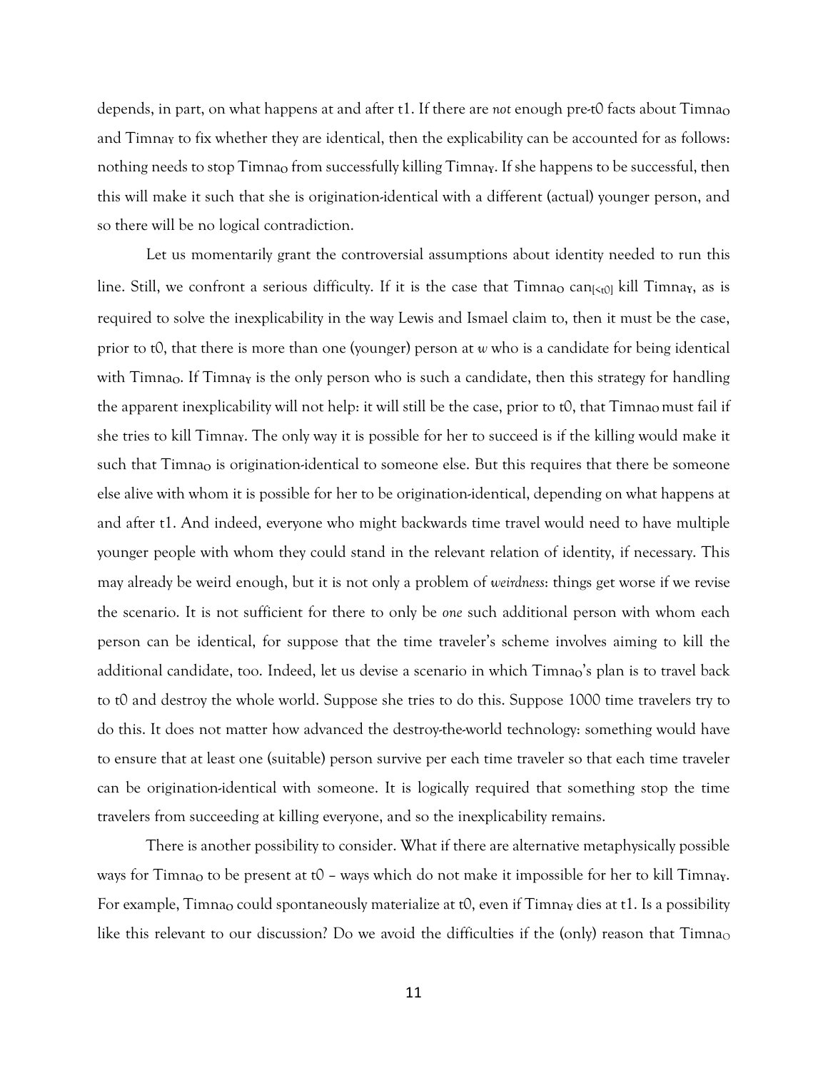depends, in part, on what happens at and after t1. If there are *not* enough pre-t0 facts about Timna$_O$ and Timna$_Y$ to fix whether they are identical, then the explicability can be accounted for as follows: nothing needs to stop Timna$_O$ from successfully killing Timna$_Y$. If she happens to be successful, then this will make it such that she is origination-identical with a different (actual) younger person, and so there will be no logical contradiction.

Let us momentarily grant the controversial assumptions about identity needed to run this line. Still, we confront a serious difficulty. If it is the case that Timna$_O$ can$_{[<t0]}$ kill Timna$_Y$, as is required to solve the inexplicability in the way Lewis and Ismael claim to, then it must be the case, prior to t0, that there is more than one (younger) person at *w* who is a candidate for being identical with Timna$_O$. If Timna$_Y$ is the only person who is such a candidate, then this strategy for handling the apparent inexplicability will not help: it will still be the case, prior to t0, that Timna$_O$ must fail if she tries to kill Timna$_Y$. The only way it is possible for her to succeed is if the killing would make it such that Timna$_O$ is origination-identical to someone else. But this requires that there be someone else alive with whom it is possible for her to be origination-identical, depending on what happens at and after t1. And indeed, everyone who might backwards time travel would need to have multiple younger people with whom they could stand in the relevant relation of identity, if necessary. This may already be weird enough, but it is not only a problem of *weirdness*: things get worse if we revise the scenario. It is not sufficient for there to only be *one* such additional person with whom each person can be identical, for suppose that the time traveler's scheme involves aiming to kill the additional candidate, too. Indeed, let us devise a scenario in which Timna$_O$'s plan is to travel back to t0 and destroy the whole world. Suppose she tries to do this. Suppose 1000 time travelers try to do this. It does not matter how advanced the destroy-the-world technology: something would have to ensure that at least one (suitable) person survive per each time traveler so that each time traveler can be origination-identical with someone. It is logically required that something stop the time travelers from succeeding at killing everyone, and so the inexplicability remains.

There is another possibility to consider. What if there are alternative metaphysically possible ways for Timna$_O$ to be present at t0 – ways which do not make it impossible for her to kill Timna$_Y$. For example, Timna$_O$ could spontaneously materialize at t0, even if Timna$_Y$ dies at t1. Is a possibility like this relevant to our discussion? Do we avoid the difficulties if the (only) reason that Timna$_O$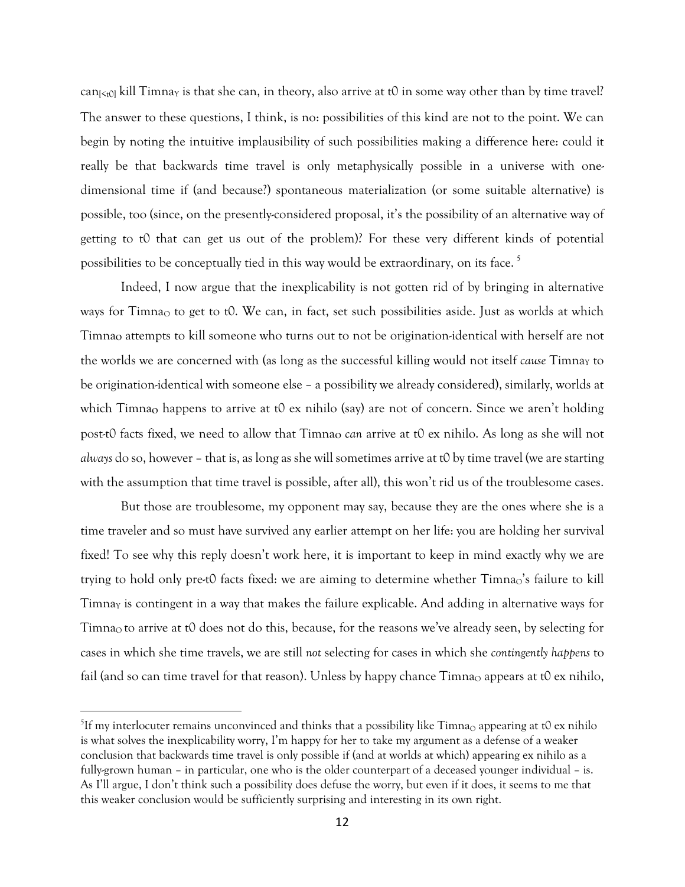$\text{can}_{[<t0]}$ kill $\text{Timna}_Y$ is that she can, in theory, also arrive at t0 in some way other than by time travel? The answer to these questions, I think, is no: possibilities of this kind are not to the point. We can begin by noting the intuitive implausibility of such possibilities making a difference here: could it really be that backwards time travel is only metaphysically possible in a universe with one-dimensional time if (and because?) spontaneous materialization (or some suitable alternative) is possible, too (since, on the presently-considered proposal, it's the possibility of an alternative way of getting to t0 that can get us out of the problem)? For these very different kinds of potential possibilities to be conceptually tied in this way would be extraordinary, on its face.[5]

Indeed, I now argue that the inexplicability is not gotten rid of by bringing in alternative ways for $\text{Timna}_O$ to get to t0. We can, in fact, set such possibilities aside. Just as worlds at which $\text{Timna}_O$ attempts to kill someone who turns out to not be origination-identical with herself are not the worlds we are concerned with (as long as the successful killing would not itself *cause* $\text{Timna}_Y$ to be origination-identical with someone else – a possibility we already considered), similarly, worlds at which $\text{Timna}_O$ happens to arrive at t0 ex nihilo (say) are not of concern. Since we aren't holding post-t0 facts fixed, we need to allow that $\text{Timna}_O$ *can* arrive at t0 ex nihilo. As long as she will not *always* do so, however – that is, as long as she will sometimes arrive at t0 by time travel (we are starting with the assumption that time travel is possible, after all), this won't rid us of the troublesome cases.

But those are troublesome, my opponent may say, because they are the ones where she is a time traveler and so must have survived any earlier attempt on her life: you are holding her survival fixed! To see why this reply doesn't work here, it is important to keep in mind exactly why we are trying to hold only pre-t0 facts fixed: we are aiming to determine whether $\text{Timna}_O$'s failure to kill $\text{Timna}_Y$ is contingent in a way that makes the failure explicable. And adding in alternative ways for $\text{Timna}_O$ to arrive at t0 does not do this, because, for the reasons we've already seen, by selecting for cases in which she time travels, we are still *not* selecting for cases in which she *contingently happens* to fail (and so can time travel for that reason). Unless by happy chance $\text{Timna}_O$ appears at t0 ex nihilo,

[5] If my interlocuter remains unconvinced and thinks that a possibility like $\text{Timna}_O$ appearing at t0 ex nihilo is what solves the inexplicability worry, I'm happy for her to take my argument as a defense of a weaker conclusion that backwards time travel is only possible if (and at worlds at which) appearing ex nihilo as a fully-grown human – in particular, one who is the older counterpart of a deceased younger individual – is. As I'll argue, I don't think such a possibility does defuse the worry, but even if it does, it seems to me that this weaker conclusion would be sufficiently surprising and interesting in its own right.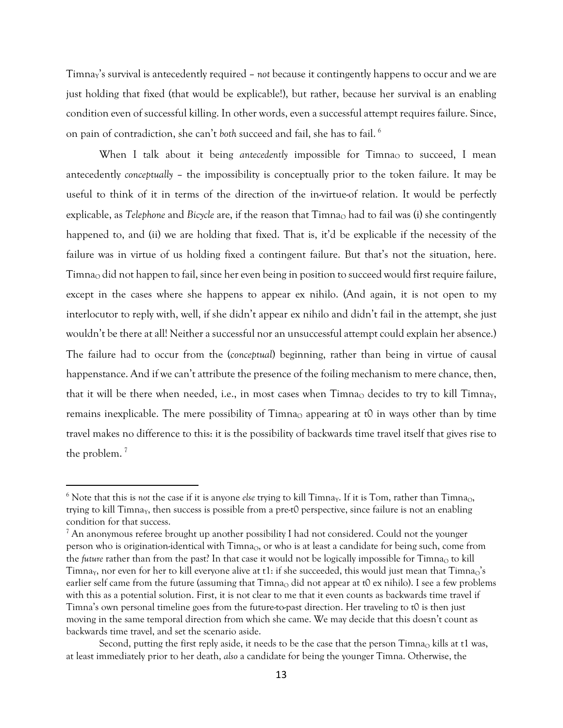$\text{Timna}_Y$'s survival is antecedently required – *not* because it contingently happens to occur and we are just holding that fixed (that would be explicable!), but rather, because her survival is an enabling condition even of successful killing. In other words, even a successful attempt requires failure. Since, on pain of contradiction, she can't *both* succeed and fail, she has to fail. [6]

When I talk about it being *antecedently* impossible for $\text{Timna}_O$ to succeed, I mean antecedently *conceptually* – the impossibility is conceptually prior to the token failure. It may be useful to think of it in terms of the direction of the in-virtue-of relation. It would be perfectly explicable, as *Telephone* and *Bicycle* are, if the reason that $\text{Timna}_O$ had to fail was (i) she contingently happened to, and (ii) we are holding that fixed. That is, it'd be explicable if the necessity of the failure was in virtue of us holding fixed a contingent failure. But that's not the situation, here. $\text{Timna}_O$ did not happen to fail, since her even being in position to succeed would first require failure, except in the cases where she happens to appear ex nihilo. (And again, it is not open to my interlocutor to reply with, well, if she didn't appear ex nihilo and didn't fail in the attempt, she just wouldn't be there at all! Neither a successful nor an unsuccessful attempt could explain her absence.) The failure had to occur from the (*conceptual*) beginning, rather than being in virtue of causal happenstance. And if we can't attribute the presence of the foiling mechanism to mere chance, then, that it will be there when needed, i.e., in most cases when $\text{Timna}_O$ decides to try to kill $\text{Timna}_Y$, remains inexplicable. The mere possibility of $\text{Timna}_O$ appearing at t0 in ways other than by time travel makes no difference to this: it is the possibility of backwards time travel itself that gives rise to the problem. [7]

---

[6] Note that this is *not* the case if it is anyone *else* trying to kill $\text{Timna}_Y$. If it is Tom, rather than $\text{Timna}_O$, trying to kill $\text{Timna}_Y$, then success is possible from a pre-t0 perspective, since failure is not an enabling condition for that success.

[7] An anonymous referee brought up another possibility I had not considered. Could not the younger person who is origination-identical with $\text{Timna}_O$, or who is at least a candidate for being such, come from the *future* rather than from the past? In that case it would not be logically impossible for $\text{Timna}_O$ to kill $\text{Timna}_Y$, nor even for her to kill everyone alive at t1: if she succeeded, this would just mean that $\text{Timna}_O$'s earlier self came from the future (assuming that $\text{Timna}_O$ did not appear at t0 ex nihilo). I see a few problems with this as a potential solution. First, it is not clear to me that it even counts as backwards time travel if Timna's own personal timeline goes from the future-to-past direction. Her traveling to t0 is then just moving in the same temporal direction from which she came. We may decide that this doesn't count as backwards time travel, and set the scenario aside.

Second, putting the first reply aside, it needs to be the case that the person $\text{Timna}_O$ kills at t1 was, at least immediately prior to her death, *also* a candidate for being the younger Timna. Otherwise, the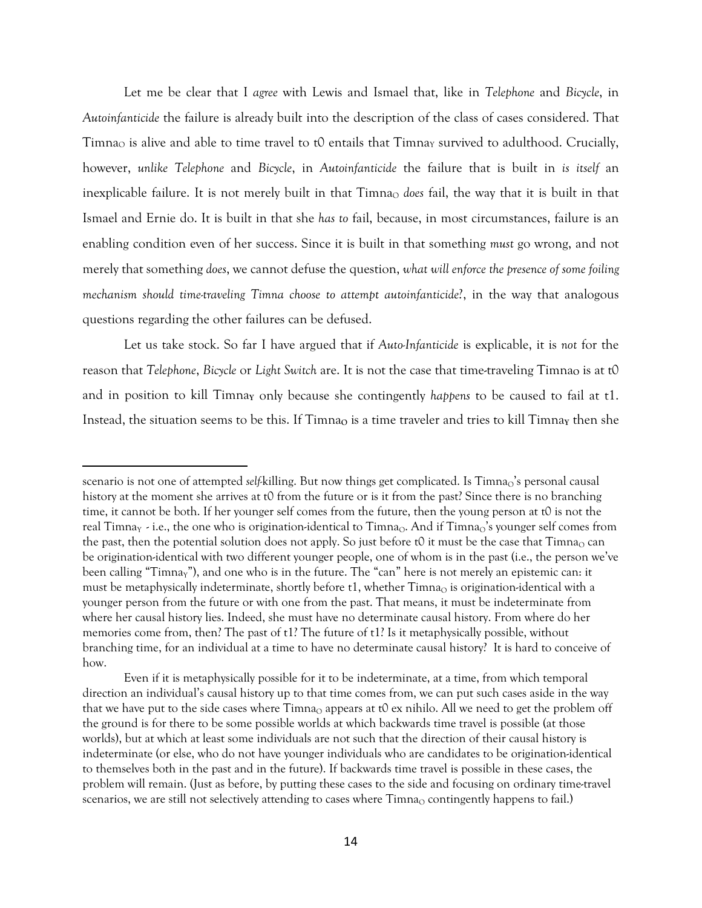Let me be clear that I *agree* with Lewis and Ismael that, like in *Telephone* and *Bicycle*, in *Autoinfanticide* the failure is already built into the description of the class of cases considered. That $\text{Timna}_{O}$ is alive and able to time travel to t0 entails that $\text{Timna}_{Y}$ survived to adulthood. Crucially, however, *unlike Telephone* and *Bicycle*, in *Autoinfanticide* the failure that is built in *is itself* an inexplicable failure. It is not merely built in that $\text{Timna}_{O}$ *does* fail, the way that it is built in that Ismael and Ernie do. It is built in that she *has to* fail, because, in most circumstances, failure is an enabling condition even of her success. Since it is built in that something *must* go wrong, and not merely that something *does*, we cannot defuse the question, *what will enforce the presence of some foiling mechanism should time-traveling Timna choose to attempt autoinfanticide?*, in the way that analogous questions regarding the other failures can be defused.

Let us take stock. So far I have argued that if *Auto-Infanticide* is explicable, it is *not* for the reason that *Telephone*, *Bicycle* or *Light Switch* are. It is not the case that time-traveling $\text{Timna}_{O}$ is at t0 and in position to kill $\text{Timna}_{Y}$ only because she contingently *happens* to be caused to fail at t1. Instead, the situation seems to be this. If $\text{Timna}_{O}$ is a time traveler and tries to kill $\text{Timna}_{Y}$ then she

---

scenario is not one of attempted *self*-killing. But now things get complicated. Is $\text{Timna}_{O}$'s personal causal history at the moment she arrives at t0 from the future or is it from the past? Since there is no branching time, it cannot be both. If her younger self comes from the future, then the young person at t0 is not the real $\text{Timna}_{Y}$ - i.e., the one who is origination-identical to $\text{Timna}_{O}$. And if $\text{Timna}_{O}$'s younger self comes from the past, then the potential solution does not apply. So just before t0 it must be the case that $\text{Timna}_{O}$ can be origination-identical with two different younger people, one of whom is in the past (i.e., the person we've been calling "$\text{Timna}_{Y}$"), and one who is in the future. The "can" here is not merely an epistemic can: it must be metaphysically indeterminate, shortly before t1, whether $\text{Timna}_{O}$ is origination-identical with a younger person from the future or with one from the past. That means, it must be indeterminate from where her causal history lies. Indeed, she must have no determinate causal history. From where do her memories come from, then? The past of t1? The future of t1? Is it metaphysically possible, without branching time, for an individual at a time to have no determinate causal history? It is hard to conceive of how.

Even if it is metaphysically possible for it to be indeterminate, at a time, from which temporal direction an individual's causal history up to that time comes from, we can put such cases aside in the way that we have put to the side cases where $\text{Timna}_{O}$ appears at t0 ex nihilo. All we need to get the problem off the ground is for there to be some possible worlds at which backwards time travel is possible (at those worlds), but at which at least some individuals are not such that the direction of their causal history is indeterminate (or else, who do not have younger individuals who are candidates to be origination-identical to themselves both in the past and in the future). If backwards time travel is possible in these cases, the problem will remain. (Just as before, by putting these cases to the side and focusing on ordinary time-travel scenarios, we are still not selectively attending to cases where $\text{Timna}_{O}$ contingently happens to fail.)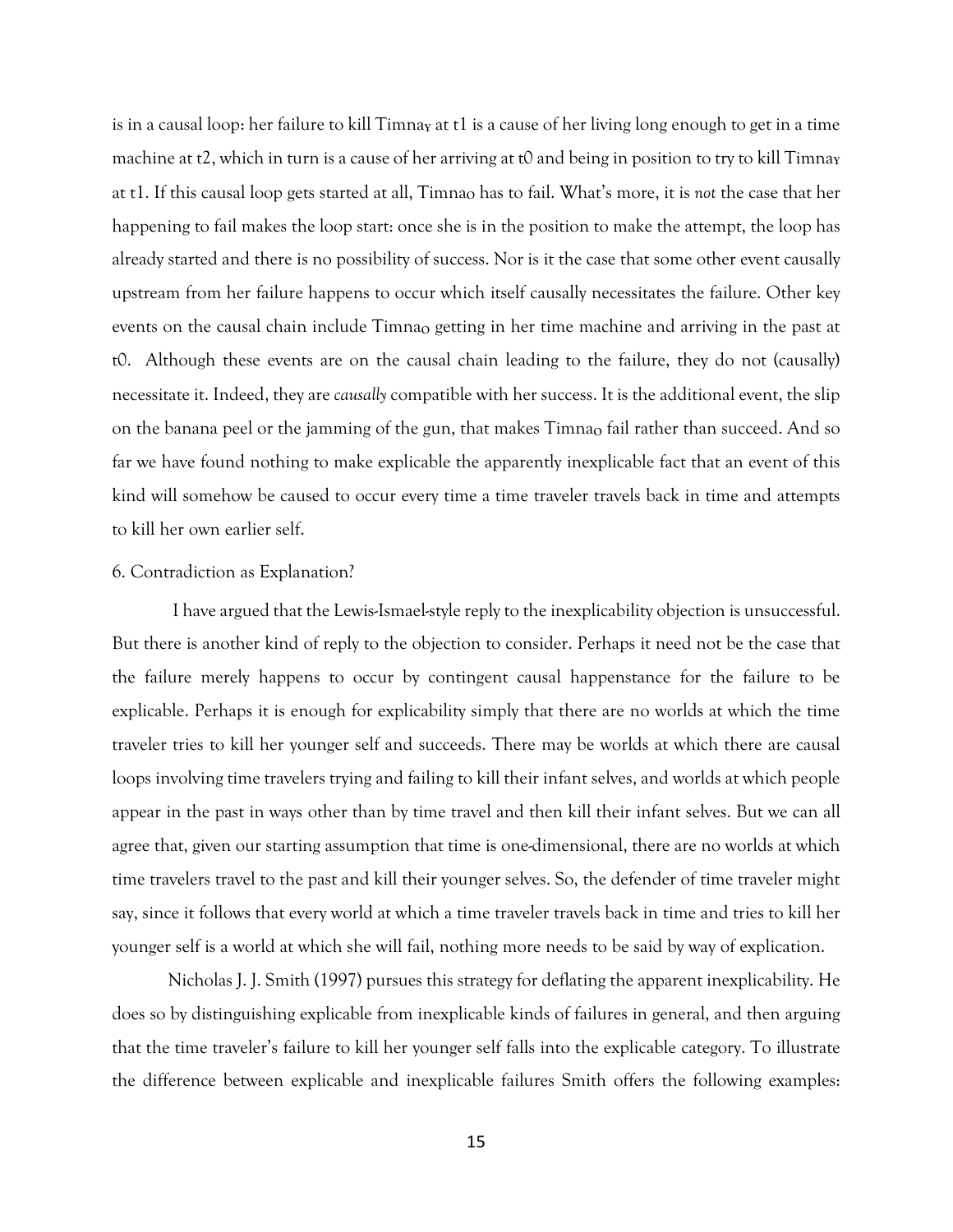is in a causal loop: her failure to kill Timna$_Y$ at t1 is a cause of her living long enough to get in a time machine at t2, which in turn is a cause of her arriving at t0 and being in position to try to kill Timna$_Y$ at t1. If this causal loop gets started at all, Timna$_O$ has to fail. What's more, it is *not* the case that her happening to fail makes the loop start: once she is in the position to make the attempt, the loop has already started and there is no possibility of success. Nor is it the case that some other event causally upstream from her failure happens to occur which itself causally necessitates the failure. Other key events on the causal chain include Timna$_O$ getting in her time machine and arriving in the past at t0. Although these events are on the causal chain leading to the failure, they do not (causally) necessitate it. Indeed, they are *causally* compatible with her success. It is the additional event, the slip on the banana peel or the jamming of the gun, that makes Timna$_O$ fail rather than succeed. And so far we have found nothing to make explicable the apparently inexplicable fact that an event of this kind will somehow be caused to occur every time a time traveler travels back in time and attempts to kill her own earlier self.

6. Contradiction as Explanation?

I have argued that the Lewis-Ismael-style reply to the inexplicability objection is unsuccessful. But there is another kind of reply to the objection to consider. Perhaps it need not be the case that the failure merely happens to occur by contingent causal happenstance for the failure to be explicable. Perhaps it is enough for explicability simply that there are no worlds at which the time traveler tries to kill her younger self and succeeds. There may be worlds at which there are causal loops involving time travelers trying and failing to kill their infant selves, and worlds at which people appear in the past in ways other than by time travel and then kill their infant selves. But we can all agree that, given our starting assumption that time is one-dimensional, there are no worlds at which time travelers travel to the past and kill their younger selves. So, the defender of time traveler might say, since it follows that every world at which a time traveler travels back in time and tries to kill her younger self is a world at which she will fail, nothing more needs to be said by way of explication.

Nicholas J. J. Smith (1997) pursues this strategy for deflating the apparent inexplicability. He does so by distinguishing explicable from inexplicable kinds of failures in general, and then arguing that the time traveler's failure to kill her younger self falls into the explicable category. To illustrate the difference between explicable and inexplicable failures Smith offers the following examples: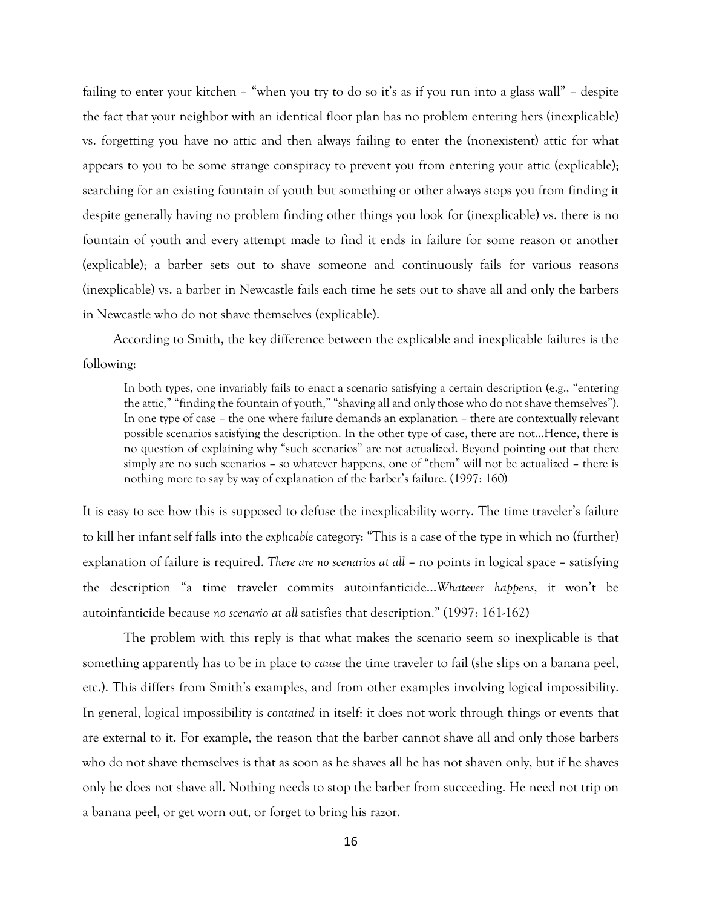failing to enter your kitchen – "when you try to do so it's as if you run into a glass wall" – despite the fact that your neighbor with an identical floor plan has no problem entering hers (inexplicable) vs. forgetting you have no attic and then always failing to enter the (nonexistent) attic for what appears to you to be some strange conspiracy to prevent you from entering your attic (explicable); searching for an existing fountain of youth but something or other always stops you from finding it despite generally having no problem finding other things you look for (inexplicable) vs. there is no fountain of youth and every attempt made to find it ends in failure for some reason or another (explicable); a barber sets out to shave someone and continuously fails for various reasons (inexplicable) vs. a barber in Newcastle fails each time he sets out to shave all and only the barbers in Newcastle who do not shave themselves (explicable).

According to Smith, the key difference between the explicable and inexplicable failures is the following:

> In both types, one invariably fails to enact a scenario satisfying a certain description (e.g., "entering the attic," "finding the fountain of youth," "shaving all and only those who do not shave themselves"). In one type of case – the one where failure demands an explanation – there are contextually relevant possible scenarios satisfying the description. In the other type of case, there are not…Hence, there is no question of explaining why "such scenarios" are not actualized. Beyond pointing out that there simply are no such scenarios – so whatever happens, one of "them" will not be actualized – there is nothing more to say by way of explanation of the barber's failure. (1997: 160)

It is easy to see how this is supposed to defuse the inexplicability worry. The time traveler's failure to kill her infant self falls into the *explicable* category: "This is a case of the type in which no (further) explanation of failure is required. *There are no scenarios at all* – no points in logical space – satisfying the description "a time traveler commits autoinfanticide…*Whatever happens*, it won't be autoinfanticide because *no scenario at all* satisfies that description." (1997: 161-162)

The problem with this reply is that what makes the scenario seem so inexplicable is that something apparently has to be in place to *cause* the time traveler to fail (she slips on a banana peel, etc.). This differs from Smith's examples, and from other examples involving logical impossibility. In general, logical impossibility is *contained* in itself: it does not work through things or events that are external to it. For example, the reason that the barber cannot shave all and only those barbers who do not shave themselves is that as soon as he shaves all he has not shaven only, but if he shaves only he does not shave all. Nothing needs to stop the barber from succeeding. He need not trip on a banana peel, or get worn out, or forget to bring his razor.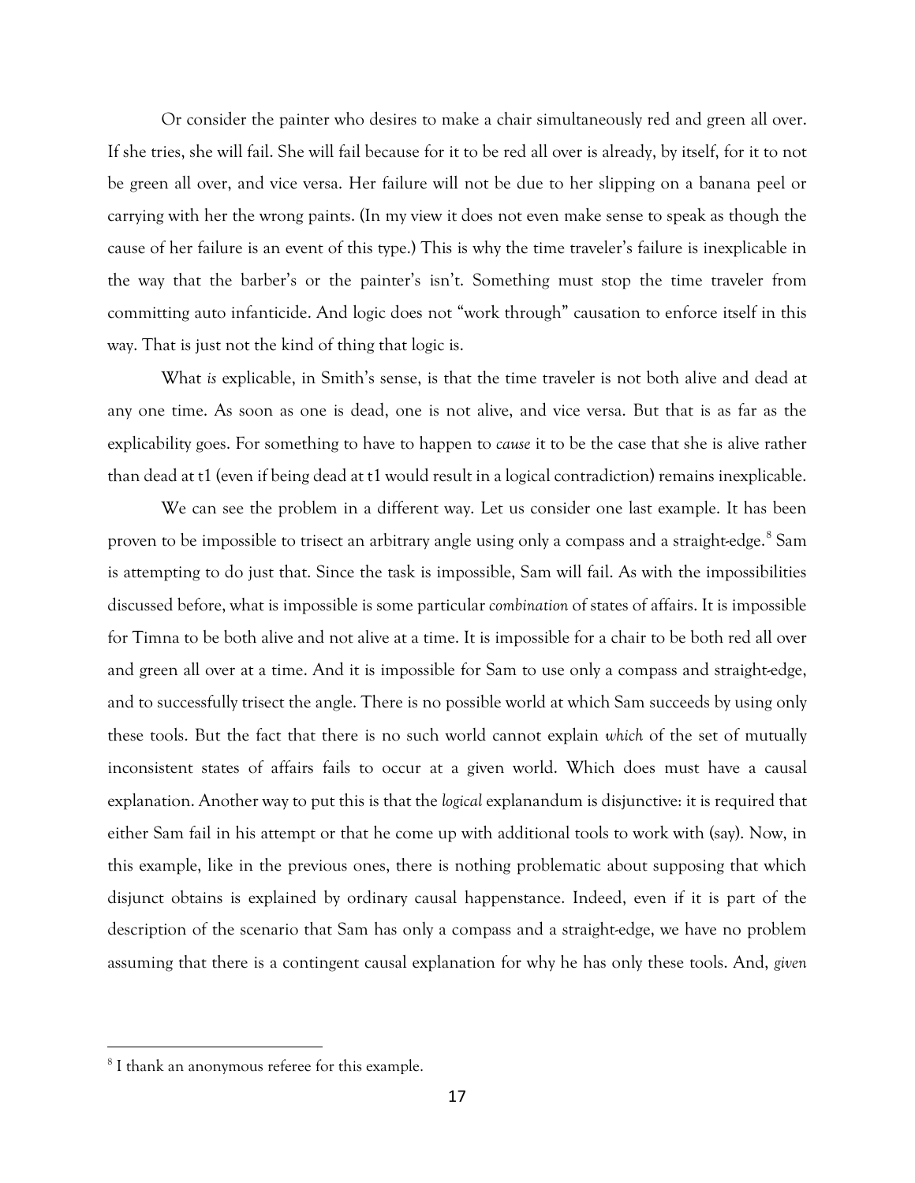Or consider the painter who desires to make a chair simultaneously red and green all over. If she tries, she will fail. She will fail because for it to be red all over is already, by itself, for it to not be green all over, and vice versa. Her failure will not be due to her slipping on a banana peel or carrying with her the wrong paints. (In my view it does not even make sense to speak as though the cause of her failure is an event of this type.) This is why the time traveler's failure is inexplicable in the way that the barber's or the painter's isn't. Something must stop the time traveler from committing auto infanticide. And logic does not "work through" causation to enforce itself in this way. That is just not the kind of thing that logic is.

What *is* explicable, in Smith's sense, is that the time traveler is not both alive and dead at any one time. As soon as one is dead, one is not alive, and vice versa. But that is as far as the explicability goes. For something to have to happen to *cause* it to be the case that she is alive rather than dead at t1 (even if being dead at t1 would result in a logical contradiction) remains inexplicable.

We can see the problem in a different way. Let us consider one last example. It has been proven to be impossible to trisect an arbitrary angle using only a compass and a straight-edge.[8] Sam is attempting to do just that. Since the task is impossible, Sam will fail. As with the impossibilities discussed before, what is impossible is some particular *combination* of states of affairs. It is impossible for Timna to be both alive and not alive at a time. It is impossible for a chair to be both red all over and green all over at a time. And it is impossible for Sam to use only a compass and straight-edge, and to successfully trisect the angle. There is no possible world at which Sam succeeds by using only these tools. But the fact that there is no such world cannot explain *which* of the set of mutually inconsistent states of affairs fails to occur at a given world. Which does must have a causal explanation. Another way to put this is that the *logical* explanandum is disjunctive: it is required that either Sam fail in his attempt or that he come up with additional tools to work with (say). Now, in this example, like in the previous ones, there is nothing problematic about supposing that which disjunct obtains is explained by ordinary causal happenstance. Indeed, even if it is part of the description of the scenario that Sam has only a compass and a straight-edge, we have no problem assuming that there is a contingent causal explanation for why he has only these tools. And, *given*

[8] I thank an anonymous referee for this example.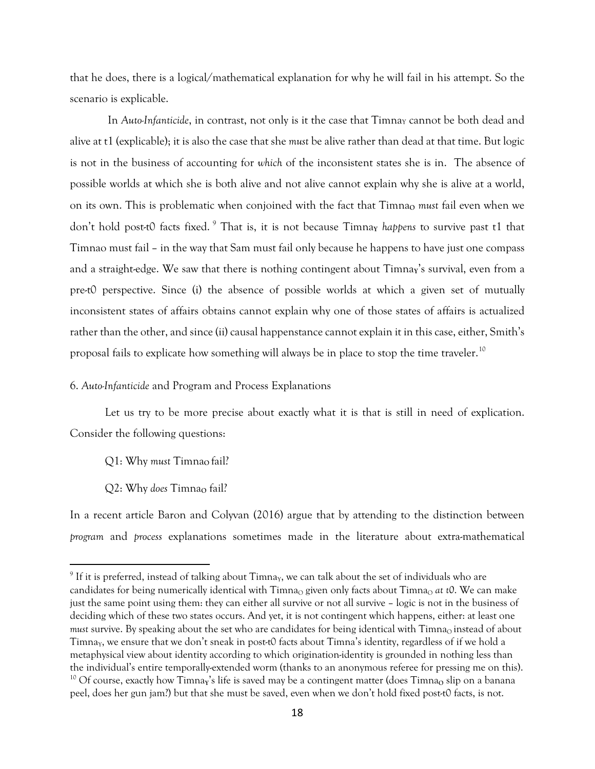that he does, there is a logical/mathematical explanation for why he will fail in his attempt. So the scenario is explicable.

In *Auto-Infanticide*, in contrast, not only is it the case that Timna$_Y$ cannot be both dead and alive at t1 (explicable); it is also the case that she *must* be alive rather than dead at that time. But logic is not in the business of accounting for *which* of the inconsistent states she is in. The absence of possible worlds at which she is both alive and not alive cannot explain why she is alive at a world, on its own. This is problematic when conjoined with the fact that Timna$_O$ *must* fail even when we don't hold post-t0 facts fixed.[9] That is, it is not because Timna$_Y$ *happens* to survive past t1 that Timnao must fail – in the way that Sam must fail only because he happens to have just one compass and a straight-edge. We saw that there is nothing contingent about Timna$_Y$'s survival, even from a pre-t0 perspective. Since (i) the absence of possible worlds at which a given set of mutually inconsistent states of affairs obtains cannot explain why one of those states of affairs is actualized rather than the other, and since (ii) causal happenstance cannot explain it in this case, either, Smith's proposal fails to explicate how something will always be in place to stop the time traveler.[10]

6. *Auto-Infanticide* and Program and Process Explanations

Let us try to be more precise about exactly what it is that is still in need of explication. Consider the following questions:

Q1: Why *must* Timna$_O$ fail?

Q2: Why *does* Timna$_O$ fail?

In a recent article Baron and Colyvan (2016) argue that by attending to the distinction between *program* and *process* explanations sometimes made in the literature about extra-mathematical

[9] If it is preferred, instead of talking about Timna$_Y$, we can talk about the set of individuals who are candidates for being numerically identical with Timna$_O$ given only facts about Timna$_O$ *at t0*. We can make just the same point using them: they can either all survive or not all survive – logic is not in the business of deciding which of these two states occurs. And yet, it is not contingent which happens, either: at least one *must* survive. By speaking about the set who are candidates for being identical with Timna$_O$ instead of about Timna$_Y$, we ensure that we don't sneak in post-t0 facts about Timna's identity, regardless of if we hold a metaphysical view about identity according to which origination-identity is grounded in nothing less than the individual's entire temporally-extended worm (thanks to an anonymous referee for pressing me on this).

[10] Of course, exactly how Timna$_Y$'s life is saved may be a contingent matter (does Timna$_O$ slip on a banana peel, does her gun jam?) but that she must be saved, even when we don't hold fixed post-t0 facts, is not.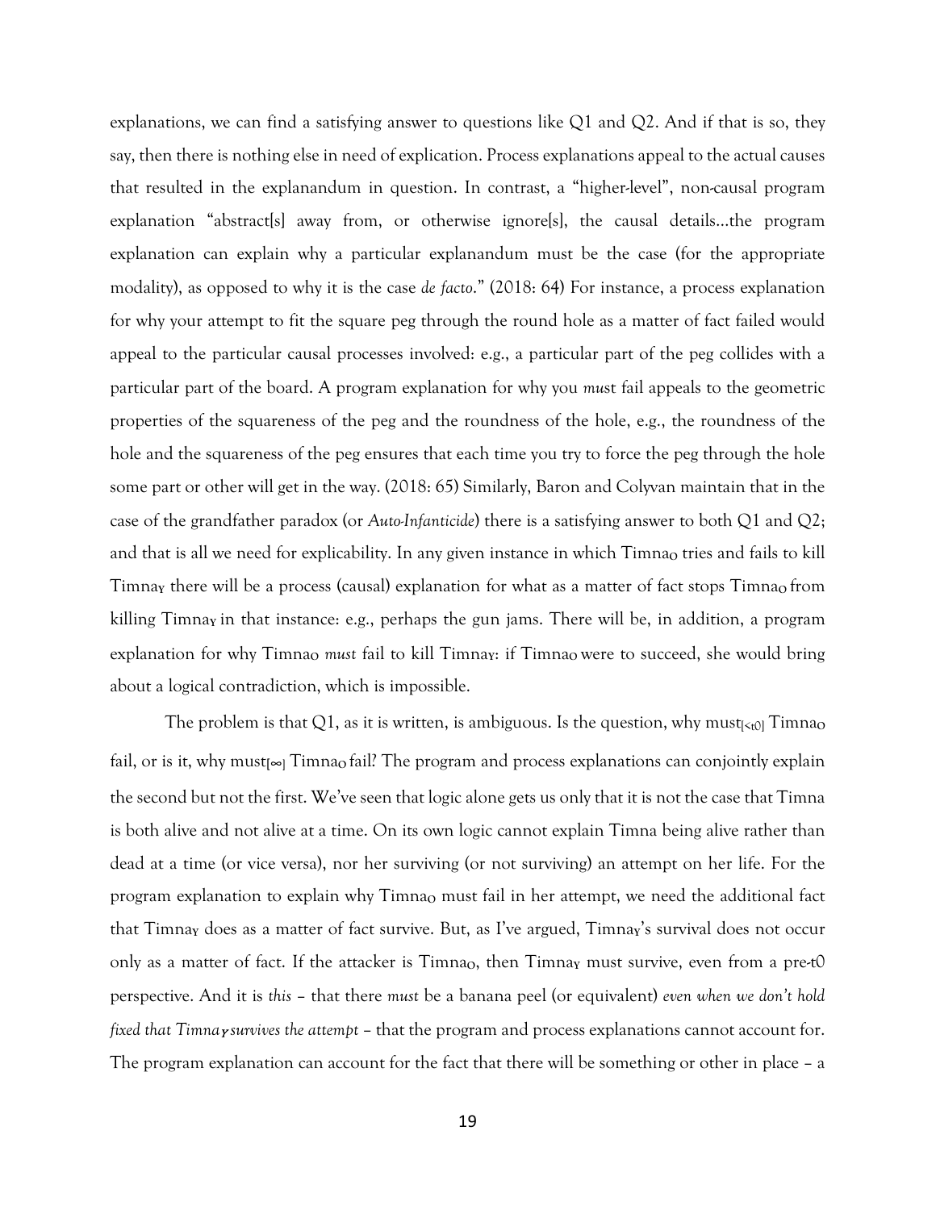explanations, we can find a satisfying answer to questions like Q1 and Q2. And if that is so, they say, then there is nothing else in need of explication. Process explanations appeal to the actual causes that resulted in the explanandum in question. In contrast, a "higher-level", non-causal program explanation "abstract[s] away from, or otherwise ignore[s], the causal details…the program explanation can explain why a particular explanandum must be the case (for the appropriate modality), as opposed to why it is the case *de facto*." (2018: 64) For instance, a process explanation for why your attempt to fit the square peg through the round hole as a matter of fact failed would appeal to the particular causal processes involved: e.g., a particular part of the peg collides with a particular part of the board. A program explanation for why you *must* fail appeals to the geometric properties of the squareness of the peg and the roundness of the hole, e.g., the roundness of the hole and the squareness of the peg ensures that each time you try to force the peg through the hole some part or other will get in the way. (2018: 65) Similarly, Baron and Colyvan maintain that in the case of the grandfather paradox (or *Auto-Infanticide*) there is a satisfying answer to both Q1 and Q2; and that is all we need for explicability. In any given instance in which $Timna_O$ tries and fails to kill $Timna_Y$ there will be a process (causal) explanation for what as a matter of fact stops $Timna_O$ from killing $Timna_Y$ in that instance: e.g., perhaps the gun jams. There will be, in addition, a program explanation for why $Timna_O$ *must* fail to kill $Timna_Y$: if $Timna_O$ were to succeed, she would bring about a logical contradiction, which is impossible.

The problem is that Q1, as it is written, is ambiguous. Is the question, why $must_{[<t0]}$ $Timna_O$ fail, or is it, why $must_{[\infty]}$ $Timna_O$ fail? The program and process explanations can conjointly explain the second but not the first. We've seen that logic alone gets us only that it is not the case that Timna is both alive and not alive at a time. On its own logic cannot explain Timna being alive rather than dead at a time (or vice versa), nor her surviving (or not surviving) an attempt on her life. For the program explanation to explain why $Timna_O$ must fail in her attempt, we need the additional fact that $Timna_Y$ does as a matter of fact survive. But, as I've argued, $Timna_Y$'s survival does not occur only as a matter of fact. If the attacker is $Timna_O$, then $Timna_Y$ must survive, even from a pre-$t0$ perspective. And it is *this* – that there *must* be a banana peel (or equivalent) *even when we don't hold fixed that $Timna_Y$ survives the attempt* – that the program and process explanations cannot account for. The program explanation can account for the fact that there will be something or other in place – a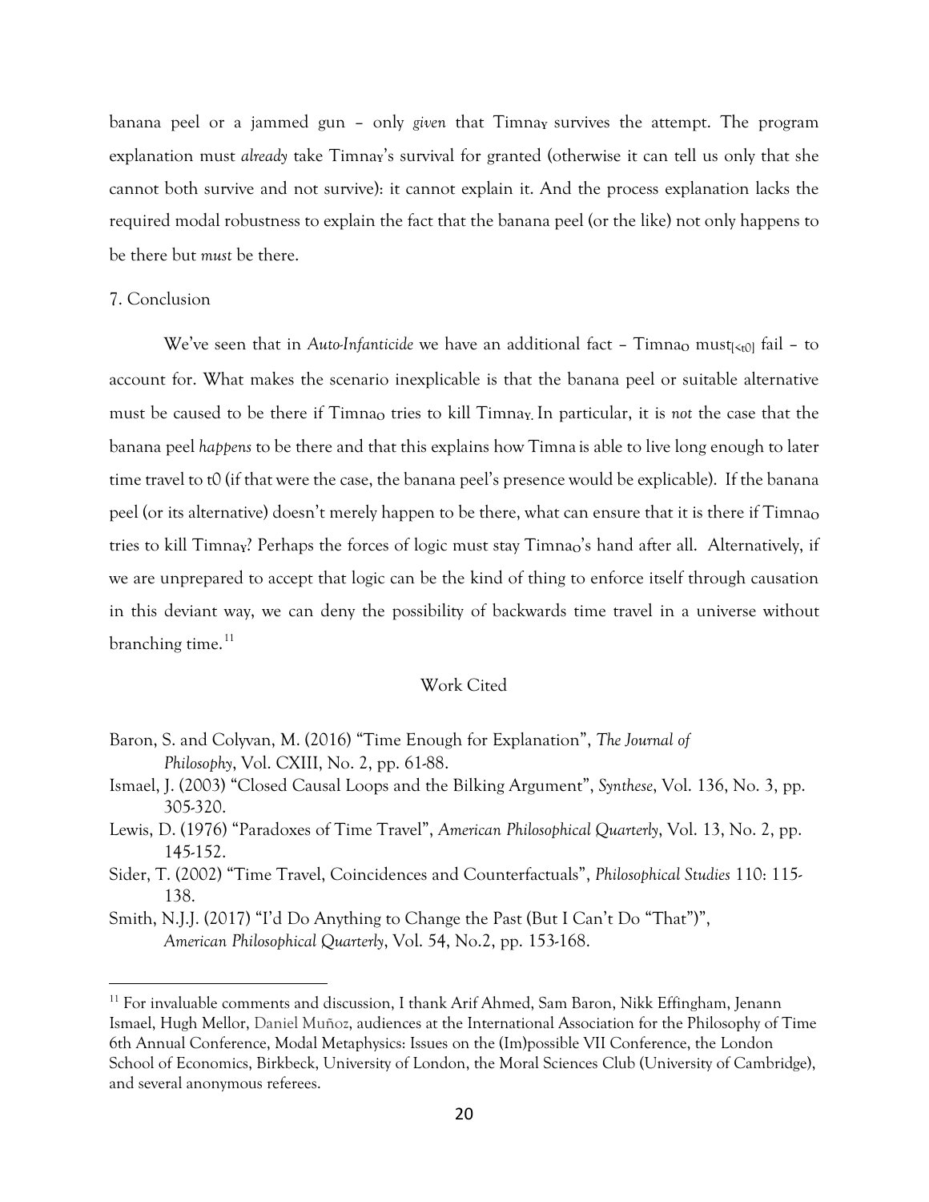banana peel or a jammed gun – only *given* that $\text{Timna}_Y$ survives the attempt. The program explanation must *already* take $\text{Timna}_Y$'s survival for granted (otherwise it can tell us only that she cannot both survive and not survive): it cannot explain it. And the process explanation lacks the required modal robustness to explain the fact that the banana peel (or the like) not only happens to be there but *must* be there.

## 7. Conclusion

We've seen that in *Auto-Infanticide* we have an additional fact – $\text{Timna}_O$ $\text{must}_{[<t0]}$ fail – to account for. What makes the scenario inexplicable is that the banana peel or suitable alternative must be caused to be there if $\text{Timna}_O$ tries to kill $\text{Timna}_Y$. In particular, it is *not* the case that the banana peel *happens* to be there and that this explains how Timna is able to live long enough to later time travel to t0 (if that were the case, the banana peel's presence would be explicable). If the banana peel (or its alternative) doesn't merely happen to be there, what can ensure that it is there if $\text{Timna}_O$ tries to kill $\text{Timna}_Y$? Perhaps the forces of logic must stay $\text{Timna}_O$'s hand after all. Alternatively, if we are unprepared to accept that logic can be the kind of thing to enforce itself through causation in this deviant way, we can deny the possibility of backwards time travel in a universe without branching time.[11]

## Work Cited

Baron, S. and Colyvan, M. (2016) "Time Enough for Explanation", *The Journal of Philosophy*, Vol. CXIII, No. 2, pp. 61-88.

Ismael, J. (2003) "Closed Causal Loops and the Bilking Argument", *Synthese*, Vol. 136, No. 3, pp. 305-320.

Lewis, D. (1976) "Paradoxes of Time Travel", *American Philosophical Quarterly*, Vol. 13, No. 2, pp. 145-152.

Sider, T. (2002) "Time Travel, Coincidences and Counterfactuals", *Philosophical Studies* 110: 115-138.

Smith, N.J.J. (2017) "I'd Do Anything to Change the Past (But I Can't Do "That")", *American Philosophical Quarterly*, Vol. 54, No.2, pp. 153-168.

---

[11] For invaluable comments and discussion, I thank Arif Ahmed, Sam Baron, Nikk Effingham, Jenann Ismael, Hugh Mellor, Daniel Muñoz, audiences at the International Association for the Philosophy of Time 6th Annual Conference, Modal Metaphysics: Issues on the (Im)possible VII Conference, the London School of Economics, Birkbeck, University of London, the Moral Sciences Club (University of Cambridge), and several anonymous referees.